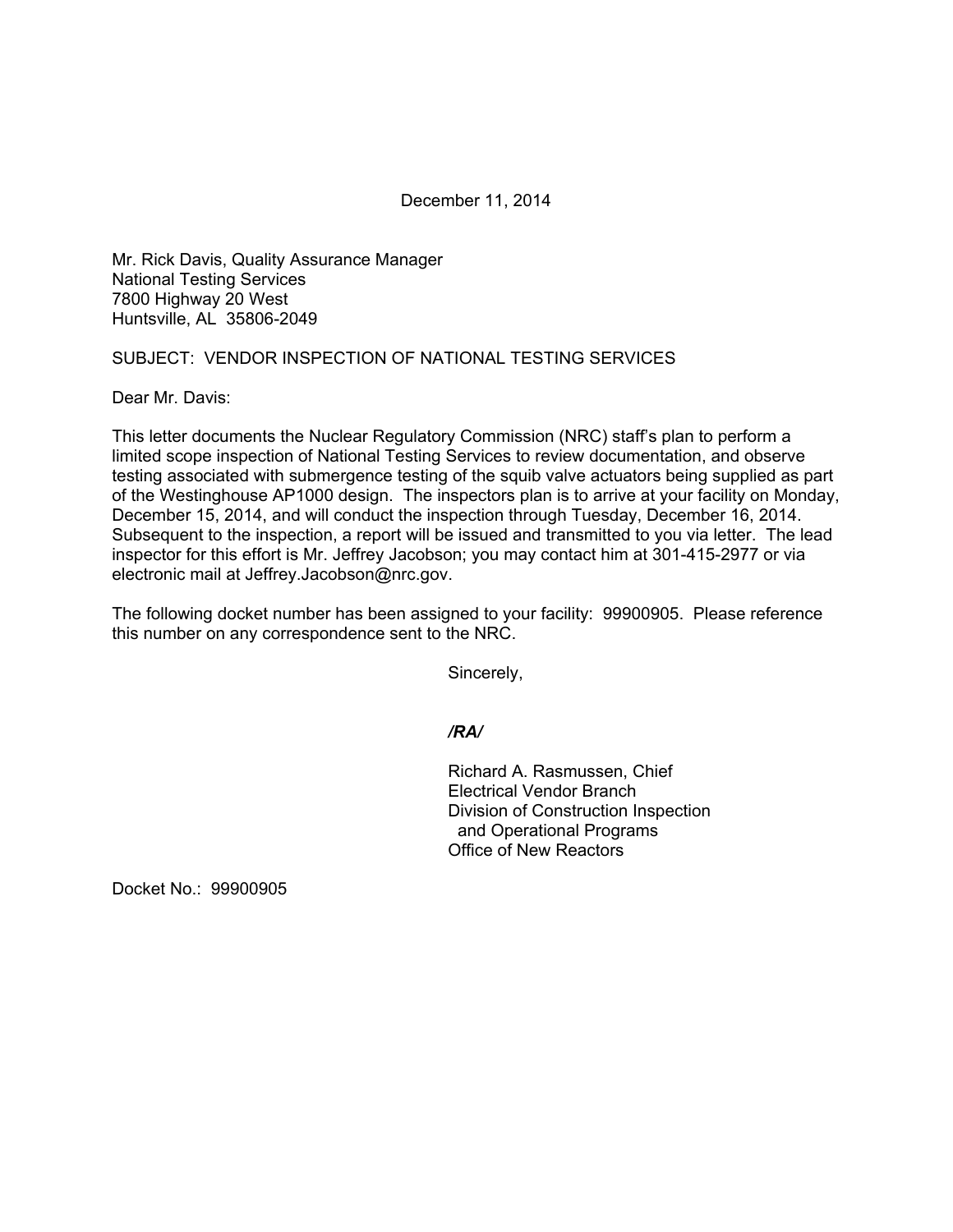December 11, 2014

Mr. Rick Davis, Quality Assurance Manager
National Testing Services
7800 Highway 20 West
Huntsville, AL 35806-2049

SUBJECT: VENDOR INSPECTION OF NATIONAL TESTING SERVICES

Dear Mr. Davis:

This letter documents the Nuclear Regulatory Commission (NRC) staff's plan to perform a limited scope inspection of National Testing Services to review documentation, and observe testing associated with submergence testing of the squib valve actuators being supplied as part of the Westinghouse AP1000 design. The inspectors plan is to arrive at your facility on Monday, December 15, 2014, and will conduct the inspection through Tuesday, December 16, 2014. Subsequent to the inspection, a report will be issued and transmitted to you via letter. The lead inspector for this effort is Mr. Jeffrey Jacobson; you may contact him at 301-415-2977 or via electronic mail at Jeffrey.Jacobson@nrc.gov.

The following docket number has been assigned to your facility: 99900905. Please reference this number on any correspondence sent to the NRC.

Sincerely,

***/RA/***

Richard A. Rasmussen, Chief
Electrical Vendor Branch
Division of Construction Inspection
and Operational Programs
Office of New Reactors

Docket No.: 99900905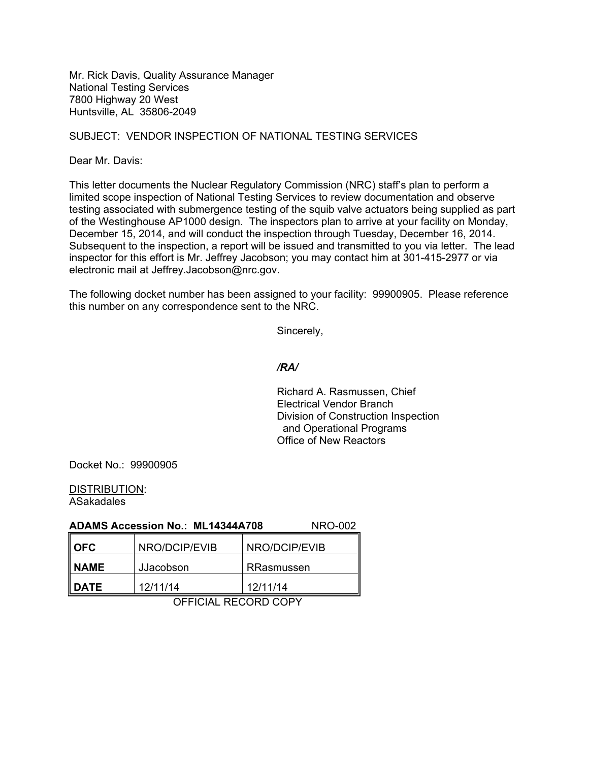Mr. Rick Davis, Quality Assurance Manager
National Testing Services
7800 Highway 20 West
Huntsville, AL 35806-2049

SUBJECT: VENDOR INSPECTION OF NATIONAL TESTING SERVICES

Dear Mr. Davis:

This letter documents the Nuclear Regulatory Commission (NRC) staff's plan to perform a limited scope inspection of National Testing Services to review documentation and observe testing associated with submergence testing of the squib valve actuators being supplied as part of the Westinghouse AP1000 design. The inspectors plan to arrive at your facility on Monday, December 15, 2014, and will conduct the inspection through Tuesday, December 16, 2014. Subsequent to the inspection, a report will be issued and transmitted to you via letter. The lead inspector for this effort is Mr. Jeffrey Jacobson; you may contact him at 301-415-2977 or via electronic mail at Jeffrey.Jacobson@nrc.gov.

The following docket number has been assigned to your facility: 99900905. Please reference this number on any correspondence sent to the NRC.

Sincerely,

*/RA/*

Richard A. Rasmussen, Chief
Electrical Vendor Branch
Division of Construction Inspection
and Operational Programs
Office of New Reactors

Docket No.: 99900905

DISTRIBUTION:
ASakadales

**ADAMS Accession No.: ML14344A708** NRO-002

| | | |
|---|---|---|
| **OFC** | NRO/DCIP/EVIB | NRO/DCIP/EVIB |
| **NAME** | JJacobson | RRasmussen |
| **DATE** | 12/11/14 | 12/11/14 |

OFFICIAL RECORD COPY